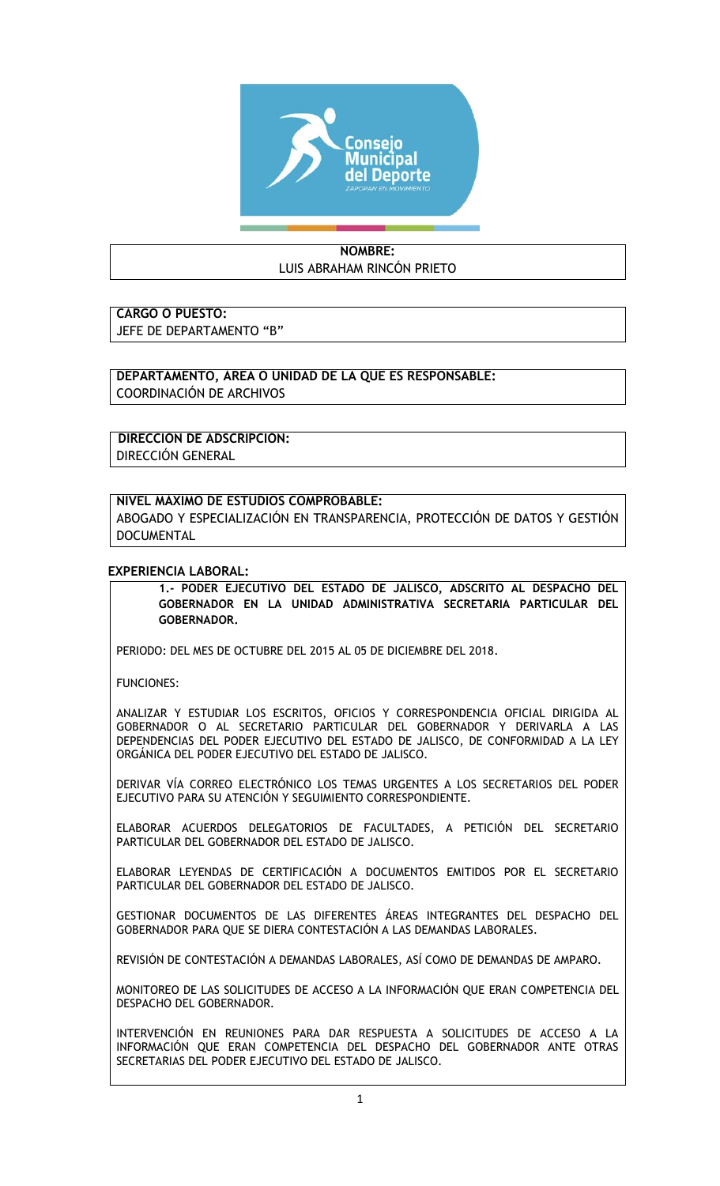**NOMBRE:**
LUIS ABRAHAM RINCÓN PRIETO

**CARGO O PUESTO:**
JEFE DE DEPARTAMENTO "B"

**DEPARTAMENTO, ÁREA O UNIDAD DE LA QUE ES RESPONSABLE:**
COORDINACIÓN DE ARCHIVOS

**DIRECCION DE ADSCRIPCION:**
DIRECCIÓN GENERAL

**NIVEL MAXIMO DE ESTUDIOS COMPROBABLE:**
ABOGADO Y ESPECIALIZACIÓN EN TRANSPARENCIA, PROTECCIÓN DE DATOS Y GESTIÓN DOCUMENTAL

**EXPERIENCIA LABORAL:**

**1.- PODER EJECUTIVO DEL ESTADO DE JALISCO, ADSCRITO AL DESPACHO DEL GOBERNADOR EN LA UNIDAD ADMINISTRATIVA SECRETARIA PARTICULAR DEL GOBERNADOR.**

PERIODO: DEL MES DE OCTUBRE DEL 2015 AL 05 DE DICIEMBRE DEL 2018.

FUNCIONES:

ANALIZAR Y ESTUDIAR LOS ESCRITOS, OFICIOS Y CORRESPONDENCIA OFICIAL DIRIGIDA AL GOBERNADOR O AL SECRETARIO PARTICULAR DEL GOBERNADOR Y DERIVARLA A LAS DEPENDENCIAS DEL PODER EJECUTIVO DEL ESTADO DE JALISCO, DE CONFORMIDAD A LA LEY ORGÁNICA DEL PODER EJECUTIVO DEL ESTADO DE JALISCO.

DERIVAR VÍA CORREO ELECTRÓNICO LOS TEMAS URGENTES A LOS SECRETARIOS DEL PODER EJECUTIVO PARA SU ATENCIÓN Y SEGUIMIENTO CORRESPONDIENTE.

ELABORAR ACUERDOS DELEGATORIOS DE FACULTADES, A PETICIÓN DEL SECRETARIO PARTICULAR DEL GOBERNADOR DEL ESTADO DE JALISCO.

ELABORAR LEYENDAS DE CERTIFICACIÓN A DOCUMENTOS EMITIDOS POR EL SECRETARIO PARTICULAR DEL GOBERNADOR DEL ESTADO DE JALISCO.

GESTIONAR DOCUMENTOS DE LAS DIFERENTES ÁREAS INTEGRANTES DEL DESPACHO DEL GOBERNADOR PARA QUE SE DIERA CONTESTACIÓN A LAS DEMANDAS LABORALES.

REVISIÓN DE CONTESTACIÓN A DEMANDAS LABORALES, ASÍ COMO DE DEMANDAS DE AMPARO.

MONITOREO DE LAS SOLICITUDES DE ACCESO A LA INFORMACIÓN QUE ERAN COMPETENCIA DEL DESPACHO DEL GOBERNADOR.

INTERVENCIÓN EN REUNIONES PARA DAR RESPUESTA A SOLICITUDES DE ACCESO A LA INFORMACIÓN QUE ERAN COMPETENCIA DEL DESPACHO DEL GOBERNADOR ANTE OTRAS SECRETARIAS DEL PODER EJECUTIVO DEL ESTADO DE JALISCO.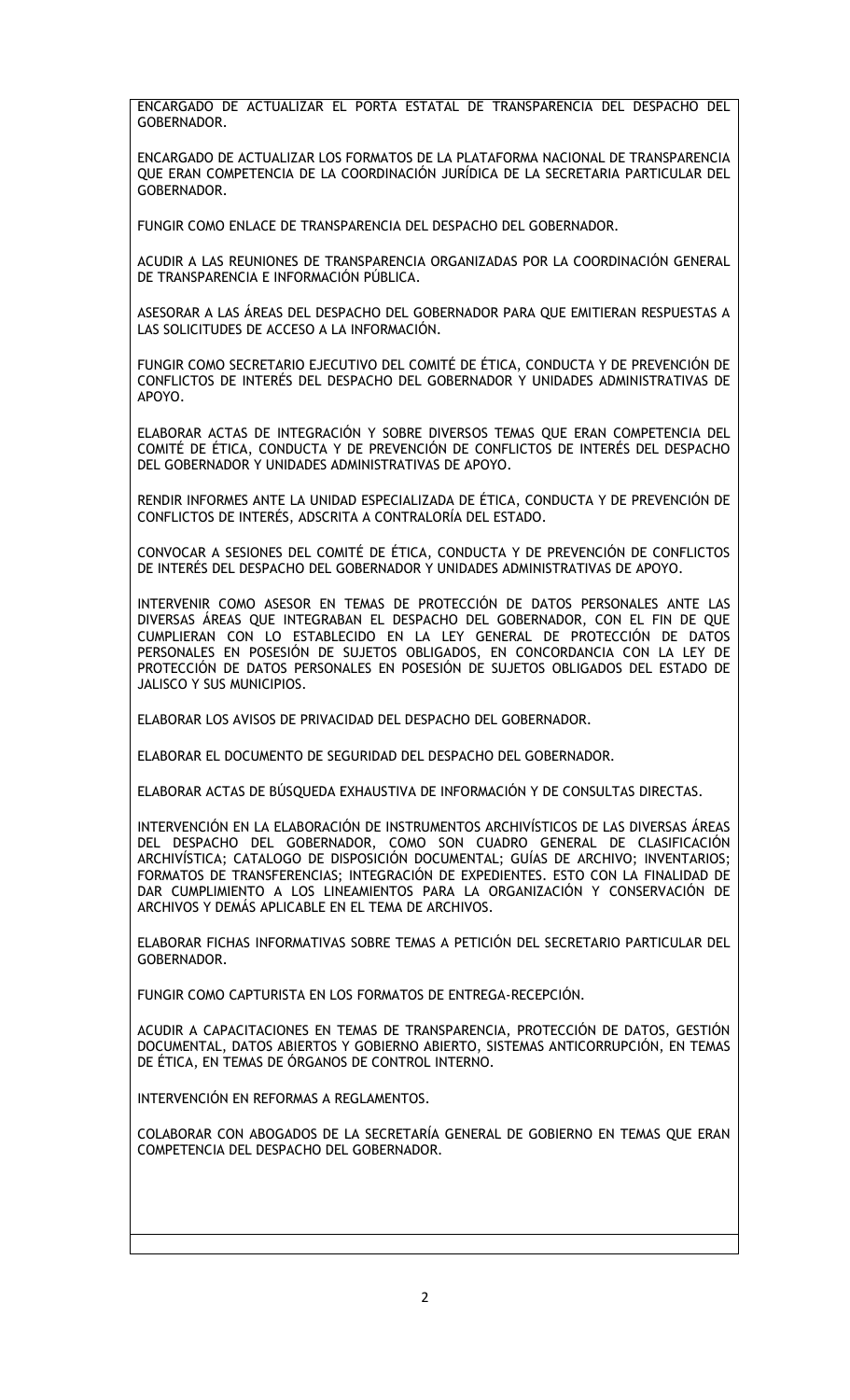ENCARGADO DE ACTUALIZAR EL PORTA ESTATAL DE TRANSPARENCIA DEL DESPACHO DEL GOBERNADOR.

ENCARGADO DE ACTUALIZAR LOS FORMATOS DE LA PLATAFORMA NACIONAL DE TRANSPARENCIA QUE ERAN COMPETENCIA DE LA COORDINACIÓN JURÍDICA DE LA SECRETARIA PARTICULAR DEL GOBERNADOR.

FUNGIR COMO ENLACE DE TRANSPARENCIA DEL DESPACHO DEL GOBERNADOR.

ACUDIR A LAS REUNIONES DE TRANSPARENCIA ORGANIZADAS POR LA COORDINACIÓN GENERAL DE TRANSPARENCIA E INFORMACIÓN PÚBLICA.

ASESORAR A LAS ÁREAS DEL DESPACHO DEL GOBERNADOR PARA QUE EMITIERAN RESPUESTAS A LAS SOLICITUDES DE ACCESO A LA INFORMACIÓN.

FUNGIR COMO SECRETARIO EJECUTIVO DEL COMITÉ DE ÉTICA, CONDUCTA Y DE PREVENCIÓN DE CONFLICTOS DE INTERÉS DEL DESPACHO DEL GOBERNADOR Y UNIDADES ADMINISTRATIVAS DE APOYO.

ELABORAR ACTAS DE INTEGRACIÓN Y SOBRE DIVERSOS TEMAS QUE ERAN COMPETENCIA DEL COMITÉ DE ÉTICA, CONDUCTA Y DE PREVENCIÓN DE CONFLICTOS DE INTERÉS DEL DESPACHO DEL GOBERNADOR Y UNIDADES ADMINISTRATIVAS DE APOYO.

RENDIR INFORMES ANTE LA UNIDAD ESPECIALIZADA DE ÉTICA, CONDUCTA Y DE PREVENCIÓN DE CONFLICTOS DE INTERÉS, ADSCRITA A CONTRALORÍA DEL ESTADO.

CONVOCAR A SESIONES DEL COMITÉ DE ÉTICA, CONDUCTA Y DE PREVENCIÓN DE CONFLICTOS DE INTERÉS DEL DESPACHO DEL GOBERNADOR Y UNIDADES ADMINISTRATIVAS DE APOYO.

INTERVENIR COMO ASESOR EN TEMAS DE PROTECCIÓN DE DATOS PERSONALES ANTE LAS DIVERSAS ÁREAS QUE INTEGRABAN EL DESPACHO DEL GOBERNADOR, CON EL FIN DE QUE CUMPLIERAN CON LO ESTABLECIDO EN LA LEY GENERAL DE PROTECCIÓN DE DATOS PERSONALES EN POSESIÓN DE SUJETOS OBLIGADOS, EN CONCORDANCIA CON LA LEY DE PROTECCIÓN DE DATOS PERSONALES EN POSESIÓN DE SUJETOS OBLIGADOS DEL ESTADO DE JALISCO Y SUS MUNICIPIOS.

ELABORAR LOS AVISOS DE PRIVACIDAD DEL DESPACHO DEL GOBERNADOR.

ELABORAR EL DOCUMENTO DE SEGURIDAD DEL DESPACHO DEL GOBERNADOR.

ELABORAR ACTAS DE BÚSQUEDA EXHAUSTIVA DE INFORMACIÓN Y DE CONSULTAS DIRECTAS.

INTERVENCIÓN EN LA ELABORACIÓN DE INSTRUMENTOS ARCHIVÍSTICOS DE LAS DIVERSAS ÁREAS DEL DESPACHO DEL GOBERNADOR, COMO SON CUADRO GENERAL DE CLASIFICACIÓN ARCHIVÍSTICA; CATALOGO DE DISPOSICIÓN DOCUMENTAL; GUÍAS DE ARCHIVO; INVENTARIOS; FORMATOS DE TRANSFERENCIAS; INTEGRACIÓN DE EXPEDIENTES. ESTO CON LA FINALIDAD DE DAR CUMPLIMIENTO A LOS LINEAMIENTOS PARA LA ORGANIZACIÓN Y CONSERVACIÓN DE ARCHIVOS Y DEMÁS APLICABLE EN EL TEMA DE ARCHIVOS.

ELABORAR FICHAS INFORMATIVAS SOBRE TEMAS A PETICIÓN DEL SECRETARIO PARTICULAR DEL GOBERNADOR.

FUNGIR COMO CAPTURISTA EN LOS FORMATOS DE ENTREGA-RECEPCIÓN.

ACUDIR A CAPACITACIONES EN TEMAS DE TRANSPARENCIA, PROTECCIÓN DE DATOS, GESTIÓN DOCUMENTAL, DATOS ABIERTOS Y GOBIERNO ABIERTO, SISTEMAS ANTICORRUPCIÓN, EN TEMAS DE ÉTICA, EN TEMAS DE ÓRGANOS DE CONTROL INTERNO.

INTERVENCIÓN EN REFORMAS A REGLAMENTOS.

COLABORAR CON ABOGADOS DE LA SECRETARÍA GENERAL DE GOBIERNO EN TEMAS QUE ERAN COMPETENCIA DEL DESPACHO DEL GOBERNADOR.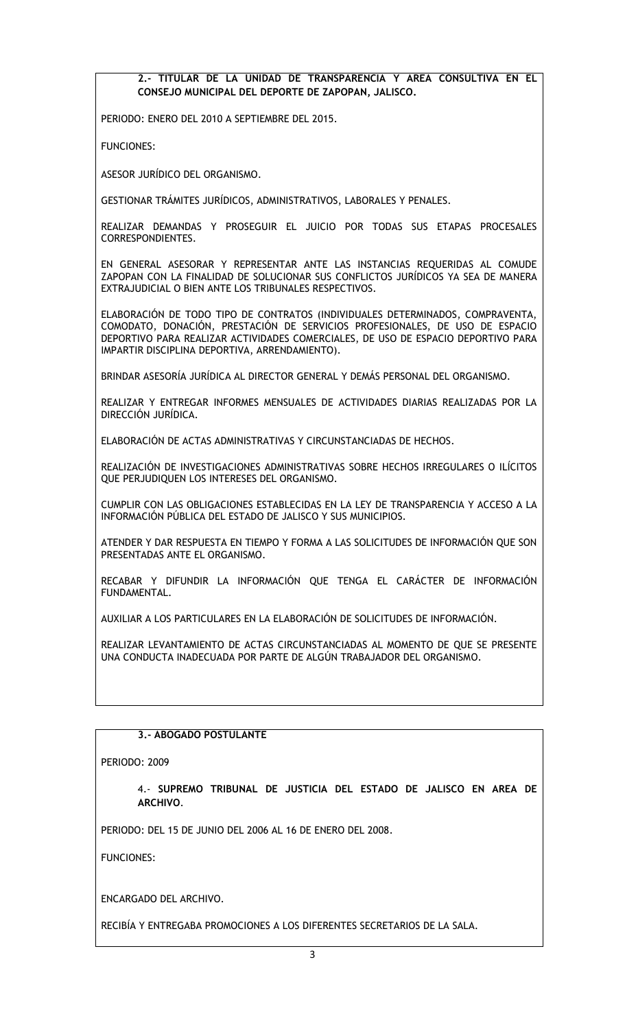**2.- TITULAR DE LA UNIDAD DE TRANSPARENCIA Y AREA CONSULTIVA EN EL CONSEJO MUNICIPAL DEL DEPORTE DE ZAPOPAN, JALISCO.**

PERIODO: ENERO DEL 2010 A SEPTIEMBRE DEL 2015.

FUNCIONES:

ASESOR JURÍDICO DEL ORGANISMO.

GESTIONAR TRÁMITES JURÍDICOS, ADMINISTRATIVOS, LABORALES Y PENALES.

REALIZAR DEMANDAS Y PROSEGUIR EL JUICIO POR TODAS SUS ETAPAS PROCESALES CORRESPONDIENTES.

EN GENERAL ASESORAR Y REPRESENTAR ANTE LAS INSTANCIAS REQUERIDAS AL COMUDE ZAPOPAN CON LA FINALIDAD DE SOLUCIONAR SUS CONFLICTOS JURÍDICOS YA SEA DE MANERA EXTRAJUDICIAL O BIEN ANTE LOS TRIBUNALES RESPECTIVOS.

ELABORACIÓN DE TODO TIPO DE CONTRATOS (INDIVIDUALES DETERMINADOS, COMPRAVENTA, COMODATO, DONACIÓN, PRESTACIÓN DE SERVICIOS PROFESIONALES, DE USO DE ESPACIO DEPORTIVO PARA REALIZAR ACTIVIDADES COMERCIALES, DE USO DE ESPACIO DEPORTIVO PARA IMPARTIR DISCIPLINA DEPORTIVA, ARRENDAMIENTO).

BRINDAR ASESORÍA JURÍDICA AL DIRECTOR GENERAL Y DEMÁS PERSONAL DEL ORGANISMO.

REALIZAR Y ENTREGAR INFORMES MENSUALES DE ACTIVIDADES DIARIAS REALIZADAS POR LA DIRECCIÓN JURÍDICA.

ELABORACIÓN DE ACTAS ADMINISTRATIVAS Y CIRCUNSTANCIADAS DE HECHOS.

REALIZACIÓN DE INVESTIGACIONES ADMINISTRATIVAS SOBRE HECHOS IRREGULARES O ILÍCITOS QUE PERJUDIQUEN LOS INTERESES DEL ORGANISMO.

CUMPLIR CON LAS OBLIGACIONES ESTABLECIDAS EN LA LEY DE TRANSPARENCIA Y ACCESO A LA INFORMACIÓN PÚBLICA DEL ESTADO DE JALISCO Y SUS MUNICIPIOS.

ATENDER Y DAR RESPUESTA EN TIEMPO Y FORMA A LAS SOLICITUDES DE INFORMACIÓN QUE SON PRESENTADAS ANTE EL ORGANISMO.

RECABAR Y DIFUNDIR LA INFORMACIÓN QUE TENGA EL CARÁCTER DE INFORMACIÓN FUNDAMENTAL.

AUXILIAR A LOS PARTICULARES EN LA ELABORACIÓN DE SOLICITUDES DE INFORMACIÓN.

REALIZAR LEVANTAMIENTO DE ACTAS CIRCUNSTANCIADAS AL MOMENTO DE QUE SE PRESENTE UNA CONDUCTA INADECUADA POR PARTE DE ALGÚN TRABAJADOR DEL ORGANISMO.

**3.- ABOGADO POSTULANTE**

PERIODO: 2009

4.- **SUPREMO TRIBUNAL DE JUSTICIA DEL ESTADO DE JALISCO EN AREA DE ARCHIVO**.

PERIODO: DEL 15 DE JUNIO DEL 2006 AL 16 DE ENERO DEL 2008.

FUNCIONES:

ENCARGADO DEL ARCHIVO.

RECIBÍA Y ENTREGABA PROMOCIONES A LOS DIFERENTES SECRETARIOS DE LA SALA.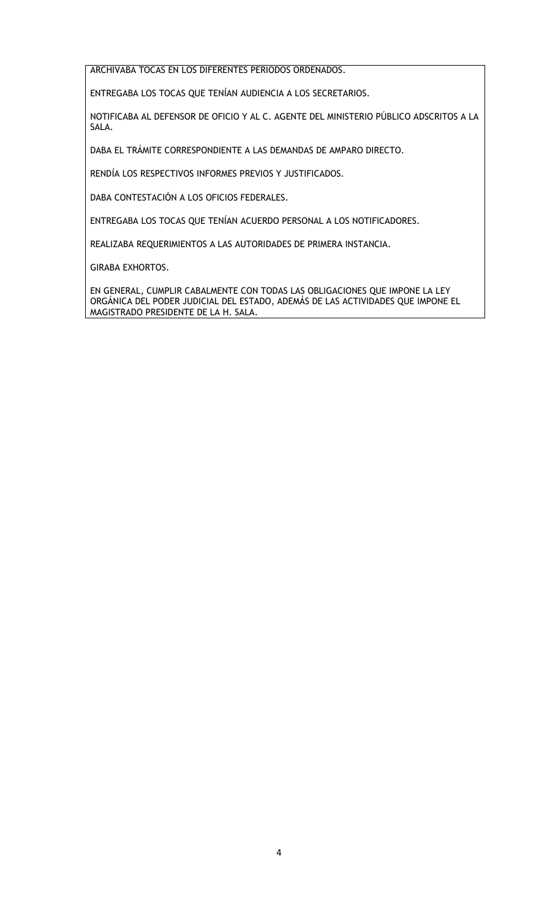ARCHIVABA TOCAS EN LOS DIFERENTES PERIODOS ORDENADOS.

ENTREGABA LOS TOCAS QUE TENÍAN AUDIENCIA A LOS SECRETARIOS.

NOTIFICABA AL DEFENSOR DE OFICIO Y AL C. AGENTE DEL MINISTERIO PÚBLICO ADSCRITOS A LA SALA.

DABA EL TRÁMITE CORRESPONDIENTE A LAS DEMANDAS DE AMPARO DIRECTO.

RENDÍA LOS RESPECTIVOS INFORMES PREVIOS Y JUSTIFICADOS.

DABA CONTESTACIÓN A LOS OFICIOS FEDERALES.

ENTREGABA LOS TOCAS QUE TENÍAN ACUERDO PERSONAL A LOS NOTIFICADORES.

REALIZABA REQUERIMIENTOS A LAS AUTORIDADES DE PRIMERA INSTANCIA.

GIRABA EXHORTOS.

EN GENERAL, CUMPLIR CABALMENTE CON TODAS LAS OBLIGACIONES QUE IMPONE LA LEY ORGÁNICA DEL PODER JUDICIAL DEL ESTADO, ADEMÁS DE LAS ACTIVIDADES QUE IMPONE EL MAGISTRADO PRESIDENTE DE LA H. SALA.